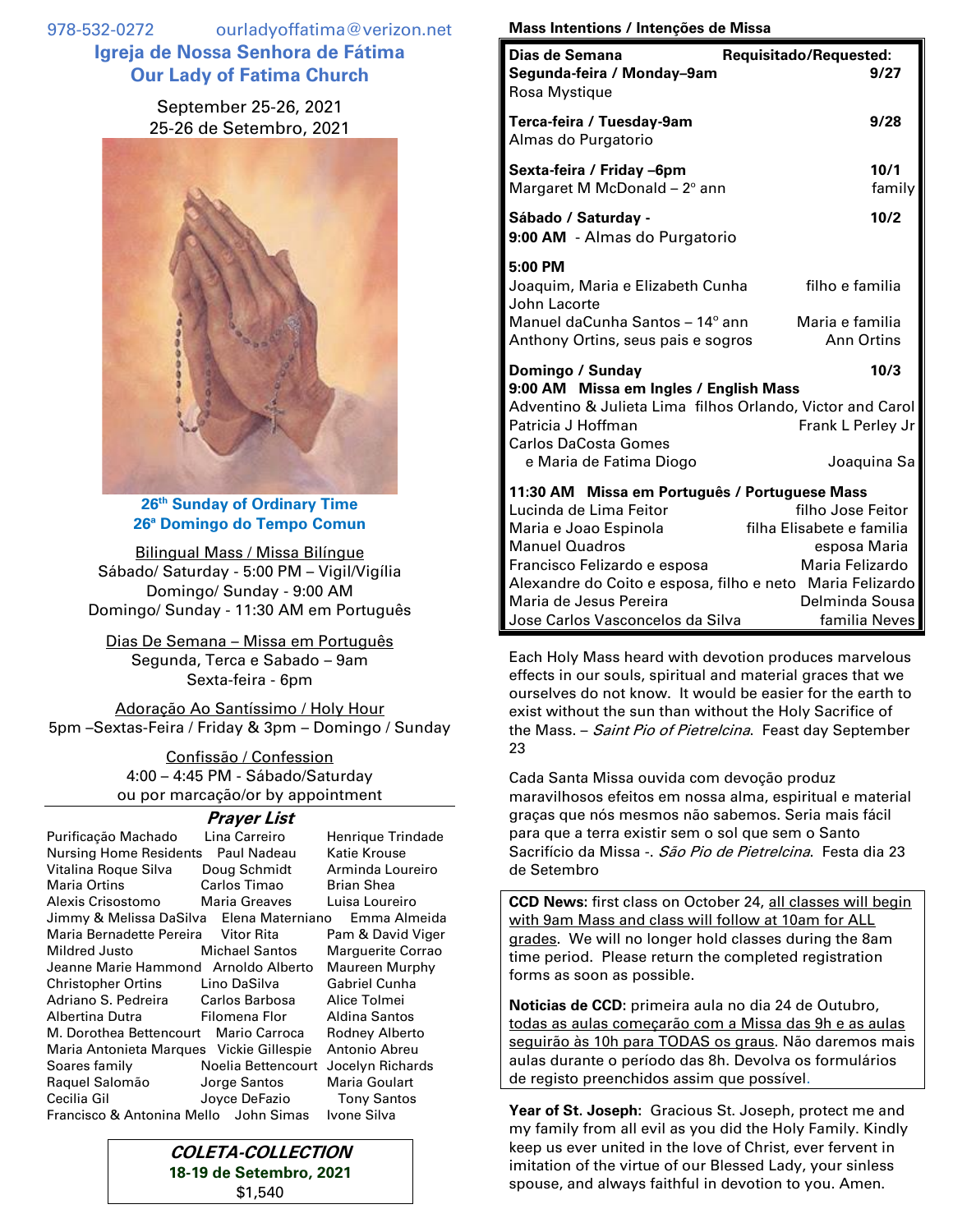978-532-0272 ourladyoffatima@verizon.net

# Igreja de Nossa Senhora de Fátima
# Our Lady of Fatima Church

September 25-26, 2021
25-26 de Setembro, 2021

**26th Sunday of Ordinary Time**
**26ª Domingo do Tempo Comun**

Bilingual Mass / Missa Bilíngue
Sábado/ Saturday - 5:00 PM – Vigil/Vigília
Domingo/ Sunday - 9:00 AM
Domingo/ Sunday - 11:30 AM em Português

Dias De Semana – Missa em Português
Segunda, Terca e Sabado – 9am
Sexta-feira - 6pm

Adoração Ao Santíssimo / Holy Hour
5pm –Sextas-Feira / Friday & 3pm – Domingo / Sunday

Confissão / Confession
4:00 – 4:45 PM - Sábado/Saturday
ou por marcação/or by appointment

## *Prayer List*

| | | |
|---|---|---|
| Purificação Machado | Lina Carreiro | Henrique Trindade |
| Nursing Home Residents | Paul Nadeau | Katie Krouse |
| Vitalina Roque Silva | Doug Schmidt | Arminda Loureiro |
| Maria Ortins | Carlos Timao | Brian Shea |
| Alexis Crisostomo | Maria Greaves | Luisa Loureiro |
| Jimmy & Melissa DaSilva | Elena Materniano | Emma Almeida |
| Maria Bernadette Pereira | Vitor Rita | Pam & David Viger |
| Mildred Justo | Michael Santos | Marguerite Corrao |
| Jeanne Marie Hammond | Arnoldo Alberto | Maureen Murphy |
| Christopher Ortins | Lino DaSilva | Gabriel Cunha |
| Adriano S. Pedreira | Carlos Barbosa | Alice Tolmei |
| Albertina Dutra | Filomena Flor | Aldina Santos |
| M. Dorothea Bettencourt | Mario Carroca | Rodney Alberto |
| Maria Antonieta Marques | Vickie Gillespie | Antonio Abreu |
| Soares family | Noelia Bettencourt | Jocelyn Richards |
| Raquel Salomão | Jorge Santos | Maria Goulart |
| Cecilia Gil | Joyce DeFazio | Tony Santos |
| Francisco & Antonina Mello | John Simas | Ivone Silva |

***COLETA-COLLECTION***
**18-19 de Setembro, 2021**
$1,540

## Mass Intentions / Intenções de Missa

| Dias de Semana | Requisitado/Requested: |
|---|---|
| **Segunda-feira / Monday–9am** | **9/27** |
| Rosa Mystique | |
| **Terca-feira / Tuesday-9am** | **9/28** |
| Almas do Purgatorio | |
| **Sexta-feira / Friday –6pm** | **10/1** |
| Margaret M McDonald – 2° ann | family |
| **Sábado / Saturday -** | **10/2** |
| **9:00 AM** - Almas do Purgatorio | |
| **5:00 PM** | |
| Joaquim, Maria e Elizabeth Cunha | filho e familia |
| John Lacorte | |
| Manuel daCunha Santos – 14° ann | Maria e familia |
| Anthony Ortins, seus pais e sogros | Ann Ortins |
| **Domingo / Sunday** | **10/3** |
| **9:00 AM Missa em Ingles / English Mass** | |
| Adventino & Julieta Lima | filhos Orlando, Victor and Carol |
| Patricia J Hoffman | Frank L Perley Jr |
| Carlos DaCosta Gomes e Maria de Fatima Diogo | Joaquina Sa |
| **11:30 AM Missa em Português / Portuguese Mass** | |
| Lucinda de Lima Feitor | filho Jose Feitor |
| Maria e Joao Espinola | filha Elisabete e familia |
| Manuel Quadros | esposa Maria |
| Francisco Felizardo e esposa | Maria Felizardo |
| Alexandre do Coito e esposa, filho e neto | Maria Felizardo |
| Maria de Jesus Pereira | Delminda Sousa |
| Jose Carlos Vasconcelos da Silva | familia Neves |

Each Holy Mass heard with devotion produces marvelous effects in our souls, spiritual and material graces that we ourselves do not know. It would be easier for the earth to exist without the sun than without the Holy Sacrifice of the Mass. – *Saint Pio of Pietrelcina*. Feast day September 23

Cada Santa Missa ouvida com devoção produz maravilhosos efeitos em nossa alma, espiritual e material graças que nós mesmos não sabemos. Seria mais fácil para que a terra existir sem o sol que sem o Santo Sacrifício da Missa -. *São Pio de Pietrelcina*. Festa dia 23 de Setembro

**CCD News:** first class on October 24, all classes will begin with 9am Mass and class will follow at 10am for ALL grades. We will no longer hold classes during the 8am time period. Please return the completed registration forms as soon as possible.

**Noticias de CCD:** primeira aula no dia 24 de Outubro, todas as aulas começarão com a Missa das 9h e as aulas seguirão às 10h para TODAS os graus. Não daremos mais aulas durante o período das 8h. Devolva os formulários de registo preenchidos assim que possível.

**Year of St. Joseph:** Gracious St. Joseph, protect me and my family from all evil as you did the Holy Family. Kindly keep us ever united in the love of Christ, ever fervent in imitation of the virtue of our Blessed Lady, your sinless spouse, and always faithful in devotion to you. Amen.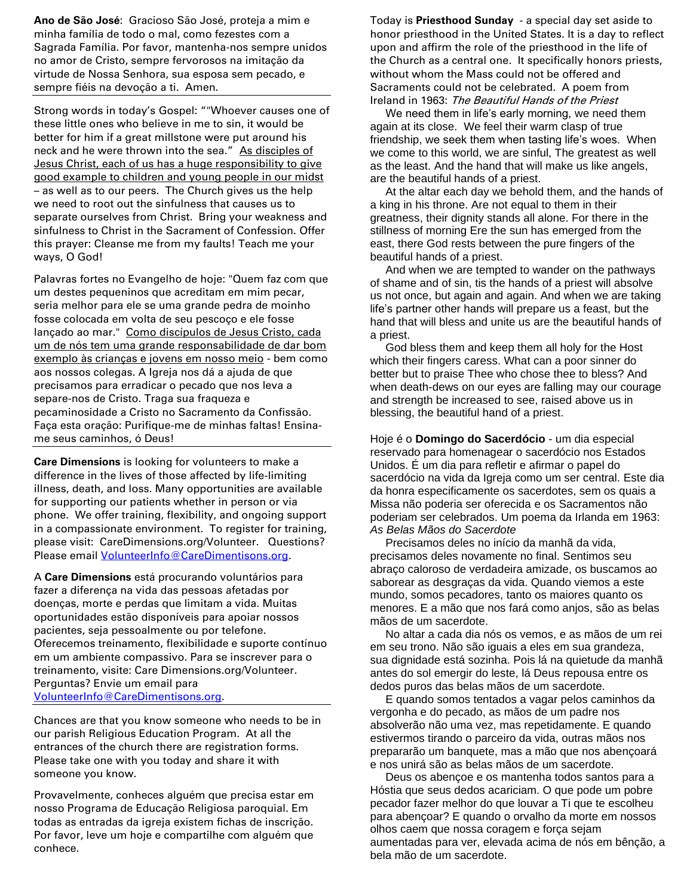**Ano de São José**: Gracioso São José, proteja a mim e minha família de todo o mal, como fezestes com a Sagrada Família. Por favor, mantenha-nos sempre unidos no amor de Cristo, sempre fervorosos na imitação da virtude de Nossa Senhora, sua esposa sem pecado, e sempre fiéis na devoção a ti. Amen.

---

Strong words in today's Gospel: ""Whoever causes one of these little ones who believe in me to sin, it would be better for him if a great millstone were put around his neck and he were thrown into the sea." As disciples of Jesus Christ, each of us has a huge responsibility to give good example to children and young people in our midst – as well as to our peers. The Church gives us the help we need to root out the sinfulness that causes us to separate ourselves from Christ. Bring your weakness and sinfulness to Christ in the Sacrament of Confession. Offer this prayer: Cleanse me from my faults! Teach me your ways, O God!

Palavras fortes no Evangelho de hoje: "Quem faz com que um destes pequeninos que acreditam em mim pecar, seria melhor para ele se uma grande pedra de moinho fosse colocada em volta de seu pescoço e ele fosse lançado ao mar." Como discípulos de Jesus Cristo, cada um de nós tem uma grande responsabilidade de dar bom exemplo às crianças e jovens em nosso meio - bem como aos nossos colegas. A Igreja nos dá a ajuda de que precisamos para erradicar o pecado que nos leva a separe-nos de Cristo. Traga sua fraqueza e pecaminosidade a Cristo no Sacramento da Confissão. Faça esta oração: Purifique-me de minhas faltas! Ensina-me seus caminhos, ó Deus!

---

**Care Dimensions** is looking for volunteers to make a difference in the lives of those affected by life-limiting illness, death, and loss. Many opportunities are available for supporting our patients whether in person or via phone. We offer training, flexibility, and ongoing support in a compassionate environment. To register for training, please visit: CareDimensions.org/Volunteer. Questions? Please email VolunteerInfo@CareDimentisons.org.

A **Care Dimensions** está procurando voluntários para fazer a diferença na vida das pessoas afetadas por doenças, morte e perdas que limitam a vida. Muitas oportunidades estão disponíveis para apoiar nossos pacientes, seja pessoalmente ou por telefone. Oferecemos treinamento, flexibilidade e suporte contínuo em um ambiente compassivo. Para se inscrever para o treinamento, visite: Care Dimensions.org/Volunteer. Perguntas? Envie um email para VolunteerInfo@CareDimentisons.org.

---

Chances are that you know someone who needs to be in our parish Religious Education Program. At all the entrances of the church there are registration forms. Please take one with you today and share it with someone you know.

Provavelmente, conheces alguém que precisa estar em nosso Programa de Educação Religiosa paroquial. Em todas as entradas da igreja existem fichas de inscrição. Por favor, leve um hoje e compartilhe com alguém que conhece.

Today is **Priesthood Sunday** - a special day set aside to honor priesthood in the United States. It is a day to reflect upon and affirm the role of the priesthood in the life of the Church as a central one. It specifically honors priests, without whom the Mass could not be offered and Sacraments could not be celebrated. A poem from Ireland in 1963: *The Beautiful Hands of the Priest*

We need them in life's early morning, we need them again at its close. We feel their warm clasp of true friendship, we seek them when tasting life's woes. When we come to this world, we are sinful, The greatest as well as the least. And the hand that will make us like angels, are the beautiful hands of a priest.

At the altar each day we behold them, and the hands of a king in his throne. Are not equal to them in their greatness, their dignity stands all alone. For there in the stillness of morning Ere the sun has emerged from the east, there God rests between the pure fingers of the beautiful hands of a priest.

And when we are tempted to wander on the pathways of shame and of sin, tis the hands of a priest will absolve us not once, but again and again. And when we are taking life's partner other hands will prepare us a feast, but the hand that will bless and unite us are the beautiful hands of a priest.

God bless them and keep them all holy for the Host which their fingers caress. What can a poor sinner do better but to praise Thee who chose thee to bless? And when death-dews on our eyes are falling may our courage and strength be increased to see, raised above us in blessing, the beautiful hand of a priest.

Hoje é o **Domingo do Sacerdócio** - um dia especial reservado para homenagear o sacerdócio nos Estados Unidos. É um dia para refletir e afirmar o papel do sacerdócio na vida da Igreja como um ser central. Este dia da honra especificamente os sacerdotes, sem os quais a Missa não poderia ser oferecida e os Sacramentos não poderiam ser celebrados. Um poema da Irlanda em 1963: *As Belas Mãos do Sacerdote*

Precisamos deles no início da manhã da vida, precisamos deles novamente no final. Sentimos seu abraço caloroso de verdadeira amizade, os buscamos ao saborear as desgraças da vida. Quando viemos a este mundo, somos pecadores, tanto os maiores quanto os menores. E a mão que nos fará como anjos, são as belas mãos de um sacerdote.

No altar a cada dia nós os vemos, e as mãos de um rei em seu trono. Não são iguais a eles em sua grandeza, sua dignidade está sozinha. Pois lá na quietude da manhã antes do sol emergir do leste, lá Deus repousa entre os dedos puros das belas mãos de um sacerdote.

E quando somos tentados a vagar pelos caminhos da vergonha e do pecado, as mãos de um padre nos absolverão não uma vez, mas repetidamente. E quando estivermos tirando o parceiro da vida, outras mãos nos prepararão um banquete, mas a mão que nos abençoará e nos unirá são as belas mãos de um sacerdote.

Deus os abençoe e os mantenha todos santos para a Hóstia que seus dedos acariciam. O que pode um pobre pecador fazer melhor do que louvar a Ti que te escolheu para abençoar? E quando o orvalho da morte em nossos olhos caem que nossa coragem e força sejam aumentadas para ver, elevada acima de nós em bênção, a bela mão de um sacerdote.